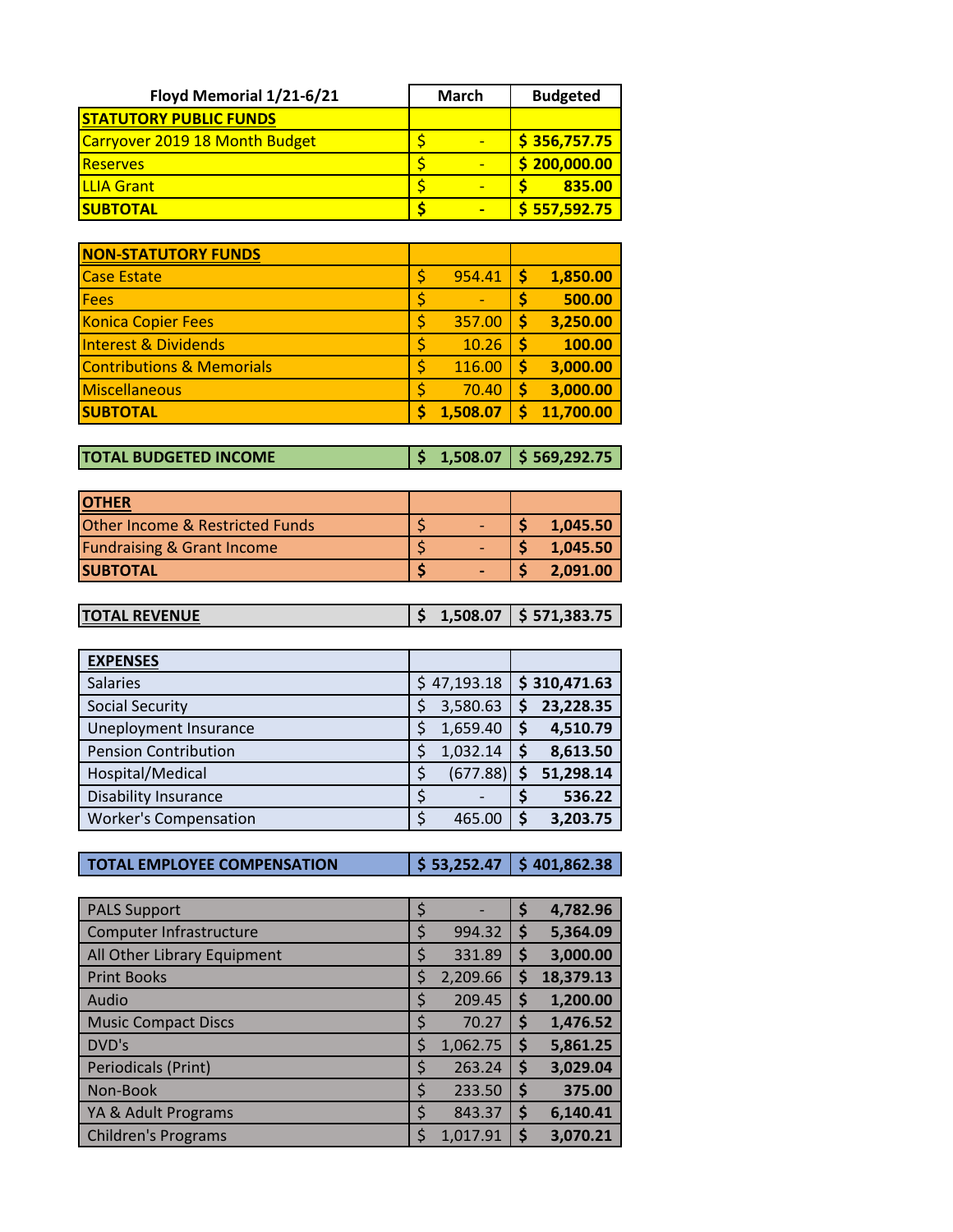| Floyd Memorial 1/21-6/21 | March | Budgeted |
|---|---|---|
| **STATUTORY PUBLIC FUNDS** | | |
| Carryover 2019 18 Month Budget | $ - | **$ 356,757.75** |
| Reserves | $ - | **$ 200,000.00** |
| LLIA Grant | $ - | **$ 835.00** |
| **SUBTOTAL** | **$ -** | **$ 557,592.75** |
| | | |
| **NON-STATUTORY FUNDS** | | |
| Case Estate | $ 954.41 | **$ 1,850.00** |
| Fees | $ - | **$ 500.00** |
| Konica Copier Fees | $ 357.00 | **$ 3,250.00** |
| Interest & Dividends | $ 10.26 | **$ 100.00** |
| Contributions & Memorials | $ 116.00 | **$ 3,000.00** |
| Miscellaneous | $ 70.40 | **$ 3,000.00** |
| **SUBTOTAL** | **$ 1,508.07** | **$ 11,700.00** |
| | | |
| **TOTAL BUDGETED INCOME** | **$ 1,508.07** | **$ 569,292.75** |
| | | |
| **OTHER** | | |
| Other Income & Restricted Funds | $ - | **$ 1,045.50** |
| Fundraising & Grant Income | $ - | **$ 1,045.50** |
| **SUBTOTAL** | **$ -** | **$ 2,091.00** |
| | | |
| **TOTAL REVENUE** | **$ 1,508.07** | **$ 571,383.75** |
| | | |
| **EXPENSES** | | |
| Salaries | $ 47,193.18 | **$ 310,471.63** |
| Social Security | $ 3,580.63 | **$ 23,228.35** |
| Uneployment Insurance | $ 1,659.40 | **$ 4,510.79** |
| Pension Contribution | $ 1,032.14 | **$ 8,613.50** |
| Hospital/Medical | $ (677.88) | **$ 51,298.14** |
| Disability Insurance | $ - | **$ 536.22** |
| Worker's Compensation | $ 465.00 | **$ 3,203.75** |
| | | |
| **TOTAL EMPLOYEE COMPENSATION** | **$ 53,252.47** | **$ 401,862.38** |
| | | |
| PALS Support | $ - | **$ 4,782.96** |
| Computer Infrastructure | $ 994.32 | **$ 5,364.09** |
| All Other Library Equipment | $ 331.89 | **$ 3,000.00** |
| Print Books | $ 2,209.66 | **$ 18,379.13** |
| Audio | $ 209.45 | **$ 1,200.00** |
| Music Compact Discs | $ 70.27 | **$ 1,476.52** |
| DVD's | $ 1,062.75 | **$ 5,861.25** |
| Periodicals (Print) | $ 263.24 | **$ 3,029.04** |
| Non-Book | $ 233.50 | **$ 375.00** |
| YA & Adult Programs | $ 843.37 | **$ 6,140.41** |
| Children's Programs | $ 1,017.91 | **$ 3,070.21** |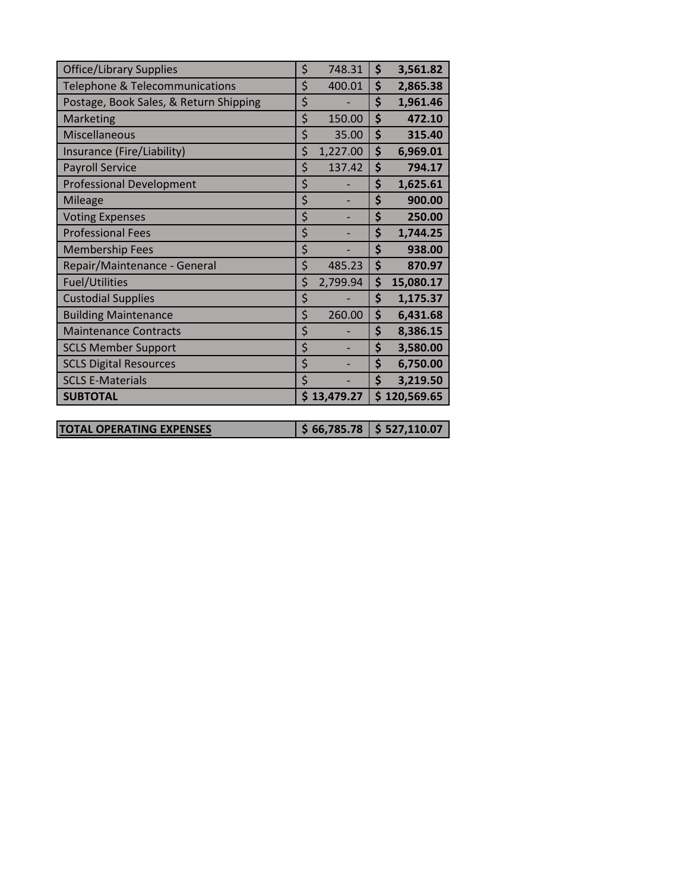| | | |
|---|---|---|
| Office/Library Supplies | $ 748.31 | **$ 3,561.82** |
| Telephone & Telecommunications | $ 400.01 | **$ 2,865.38** |
| Postage, Book Sales, & Return Shipping | $ - | **$ 1,961.46** |
| Marketing | $ 150.00 | **$ 472.10** |
| Miscellaneous | $ 35.00 | **$ 315.40** |
| Insurance (Fire/Liability) | $ 1,227.00 | **$ 6,969.01** |
| Payroll Service | $ 137.42 | **$ 794.17** |
| Professional Development | $ - | **$ 1,625.61** |
| Mileage | $ - | **$ 900.00** |
| Voting Expenses | $ - | **$ 250.00** |
| Professional Fees | $ - | **$ 1,744.25** |
| Membership Fees | $ - | **$ 938.00** |
| Repair/Maintenance - General | $ 485.23 | **$ 870.97** |
| Fuel/Utilities | $ 2,799.94 | **$ 15,080.17** |
| Custodial Supplies | $ - | **$ 1,175.37** |
| Building Maintenance | $ 260.00 | **$ 6,431.68** |
| Maintenance Contracts | $ - | **$ 8,386.15** |
| SCLS Member Support | $ - | **$ 3,580.00** |
| SCLS Digital Resources | $ - | **$ 6,750.00** |
| SCLS E-Materials | $ - | **$ 3,219.50** |
| **SUBTOTAL** | **$ 13,479.27** | **$ 120,569.65** |

| | | |
|---|---|---|
| **TOTAL OPERATING EXPENSES** | **$ 66,785.78** | **$ 527,110.07** |